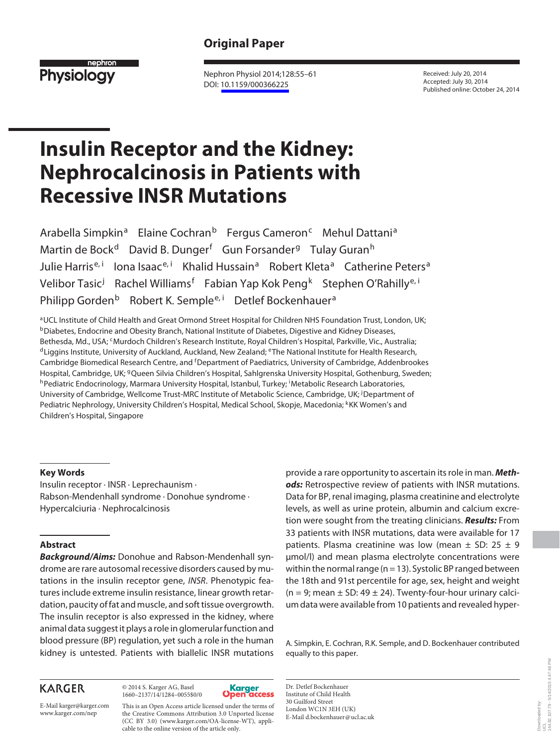Original Paper

Nephron Physiol 2014;128:55–61
DOI: 10.1159/000366225

Received: July 20, 2014
Accepted: July 30, 2014
Published online: October 24, 2014

# Insulin Receptor and the Kidney: Nephrocalcinosis in Patients with Recessive INSR Mutations

Arabella Simpkin[a] Elaine Cochran[b] Fergus Cameron[c] Mehul Dattani[a] Martin de Bock[d] David B. Dunger[f] Gun Forsander[g] Tulay Guran[h] Julie Harris[e, i] Iona Isaac[e, i] Khalid Hussain[a] Robert Kleta[a] Catherine Peters[a] Velibor Tasic[j] Rachel Williams[f] Fabian Yap Kok Peng[k] Stephen O'Rahilly[e, i] Philipp Gorden[b] Robert K. Semple[e, i] Detlef Bockenhauer[a]

[a]UCL Institute of Child Health and Great Ormond Street Hospital for Children NHS Foundation Trust, London, UK; [b]Diabetes, Endocrine and Obesity Branch, National Institute of Diabetes, Digestive and Kidney Diseases, Bethesda, Md., USA; [c]Murdoch Children's Research Institute, Royal Children's Hospital, Parkville, Vic., Australia; [d]Liggins Institute, University of Auckland, Auckland, New Zealand; [e]The National Institute for Health Research, Cambridge Biomedical Research Centre, and [f]Department of Paediatrics, University of Cambridge, Addenbrookes Hospital, Cambridge, UK; [g]Queen Silvia Children's Hospital, Sahlgrenska University Hospital, Gothenburg, Sweden; [h]Pediatric Endocrinology, Marmara University Hospital, Istanbul, Turkey; [i]Metabolic Research Laboratories, University of Cambridge, Wellcome Trust-MRC Institute of Metabolic Science, Cambridge, UK; [j]Department of Pediatric Nephrology, University Children's Hospital, Medical School, Skopje, Macedonia; [k]KK Women's and Children's Hospital, Singapore

### Key Words

Insulin receptor · INSR · Leprechaunism · Rabson-Mendenhall syndrome · Donohue syndrome · Hypercalciuria · Nephrocalcinosis

### Abstract

***Background/Aims:*** Donohue and Rabson-Mendenhall syndrome are rare autosomal recessive disorders caused by mutations in the insulin receptor gene, *INSR*. Phenotypic features include extreme insulin resistance, linear growth retardation, paucity of fat and muscle, and soft tissue overgrowth. The insulin receptor is also expressed in the kidney, where animal data suggest it plays a role in glomerular function and blood pressure (BP) regulation, yet such a role in the human kidney is untested. Patients with biallelic INSR mutations provide a rare opportunity to ascertain its role in man. ***Methods:*** Retrospective review of patients with INSR mutations. Data for BP, renal imaging, plasma creatinine and electrolyte levels, as well as urine protein, albumin and calcium excretion were sought from the treating clinicians. ***Results:*** From 33 patients with INSR mutations, data were available for 17 patients. Plasma creatinine was low (mean ± SD: 25 ± 9 μmol/l) and mean plasma electrolyte concentrations were within the normal range (n = 13). Systolic BP ranged between the 18th and 91st percentile for age, sex, height and weight (n = 9; mean ± SD: 49 ± 24). Twenty-four-hour urinary calcium data were available from 10 patients and revealed hyper-

A. Simpkin, E. Cochran, R.K. Semple, and D. Bockenhauer contributed equally to this paper.

KARGER

E-Mail karger@karger.com
www.karger.com/nep

© 2014 S. Karger AG, Basel
1660–2137/14/1284–0055$0/0

Karger Open access

This is an Open Access article licensed under the terms of the Creative Commons Attribution 3.0 Unported license (CC BY 3.0) (www.karger.com/OA-license-WT), applicable to the online version of the article only.

Dr. Detlef Bockenhauer
Institute of Child Health
30 Guilford Street
London WC1N 3EH (UK)
E-Mail d.bockenhauer@ucl.ac.uk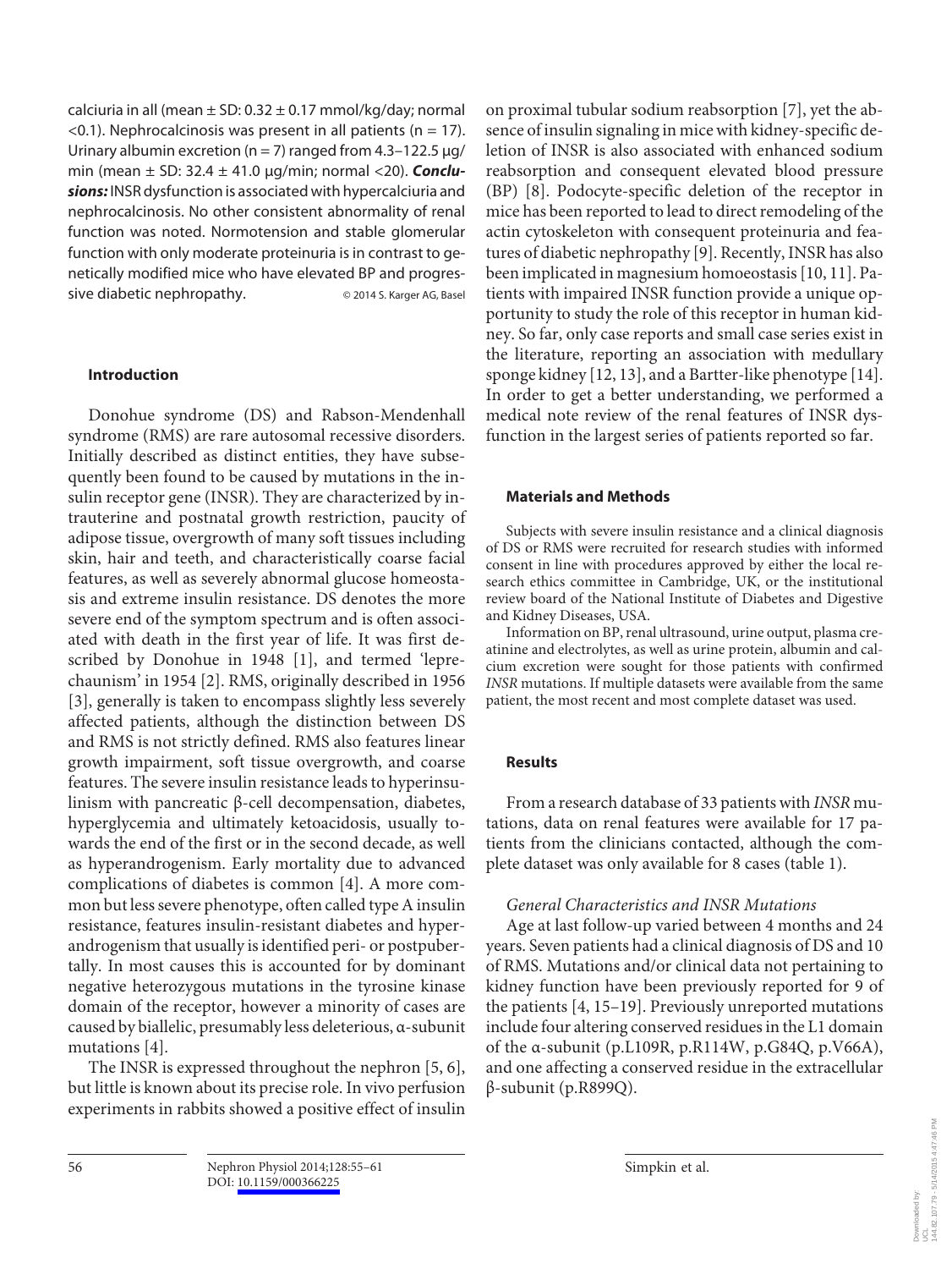calciuria in all (mean ± SD: 0.32 ± 0.17 mmol/kg/day; normal <0.1). Nephrocalcinosis was present in all patients (n = 17). Urinary albumin excretion (n = 7) ranged from 4.3–122.5 μg/min (mean ± SD: 32.4 ± 41.0 μg/min; normal <20). ***Conclusions:*** INSR dysfunction is associated with hypercalciuria and nephrocalcinosis. No other consistent abnormality of renal function was noted. Normotension and stable glomerular function with only moderate proteinuria is in contrast to genetically modified mice who have elevated BP and progressive diabetic nephropathy.

© 2014 S. Karger AG, Basel

## Introduction

Donohue syndrome (DS) and Rabson-Mendenhall syndrome (RMS) are rare autosomal recessive disorders. Initially described as distinct entities, they have subsequently been found to be caused by mutations in the insulin receptor gene (INSR). They are characterized by intrauterine and postnatal growth restriction, paucity of adipose tissue, overgrowth of many soft tissues including skin, hair and teeth, and characteristically coarse facial features, as well as severely abnormal glucose homeostasis and extreme insulin resistance. DS denotes the more severe end of the symptom spectrum and is often associated with death in the first year of life. It was first described by Donohue in 1948 [1], and termed 'leprechaunism' in 1954 [2]. RMS, originally described in 1956 [3], generally is taken to encompass slightly less severely affected patients, although the distinction between DS and RMS is not strictly defined. RMS also features linear growth impairment, soft tissue overgrowth, and coarse features. The severe insulin resistance leads to hyperinsulinism with pancreatic β-cell decompensation, diabetes, hyperglycemia and ultimately ketoacidosis, usually towards the end of the first or in the second decade, as well as hyperandrogenism. Early mortality due to advanced complications of diabetes is common [4]. A more common but less severe phenotype, often called type A insulin resistance, features insulin-resistant diabetes and hyperandrogenism that usually is identified peri- or postpubertally. In most causes this is accounted for by dominant negative heterozygous mutations in the tyrosine kinase domain of the receptor, however a minority of cases are caused by biallelic, presumably less deleterious, α-subunit mutations [4].

The INSR is expressed throughout the nephron [5, 6], but little is known about its precise role. In vivo perfusion experiments in rabbits showed a positive effect of insulin on proximal tubular sodium reabsorption [7], yet the absence of insulin signaling in mice with kidney-specific deletion of INSR is also associated with enhanced sodium reabsorption and consequent elevated blood pressure (BP) [8]. Podocyte-specific deletion of the receptor in mice has been reported to lead to direct remodeling of the actin cytoskeleton with consequent proteinuria and features of diabetic nephropathy [9]. Recently, INSR has also been implicated in magnesium homoeostasis [10, 11]. Patients with impaired INSR function provide a unique opportunity to study the role of this receptor in human kidney. So far, only case reports and small case series exist in the literature, reporting an association with medullary sponge kidney [12, 13], and a Bartter-like phenotype [14]. In order to get a better understanding, we performed a medical note review of the renal features of INSR dysfunction in the largest series of patients reported so far.

## Materials and Methods

Subjects with severe insulin resistance and a clinical diagnosis of DS or RMS were recruited for research studies with informed consent in line with procedures approved by either the local research ethics committee in Cambridge, UK, or the institutional review board of the National Institute of Diabetes and Digestive and Kidney Diseases, USA.

Information on BP, renal ultrasound, urine output, plasma creatinine and electrolytes, as well as urine protein, albumin and calcium excretion were sought for those patients with confirmed *INSR* mutations. If multiple datasets were available from the same patient, the most recent and most complete dataset was used.

## Results

From a research database of 33 patients with *INSR* mutations, data on renal features were available for 17 patients from the clinicians contacted, although the complete dataset was only available for 8 cases (table 1).

### *General Characteristics and INSR Mutations*

Age at last follow-up varied between 4 months and 24 years. Seven patients had a clinical diagnosis of DS and 10 of RMS. Mutations and/or clinical data not pertaining to kidney function have been previously reported for 9 of the patients [4, 15–19]. Previously unreported mutations include four altering conserved residues in the L1 domain of the α-subunit (p.L109R, p.R114W, p.G84Q, p.V66A), and one affecting a conserved residue in the extracellular β-subunit (p.R899Q).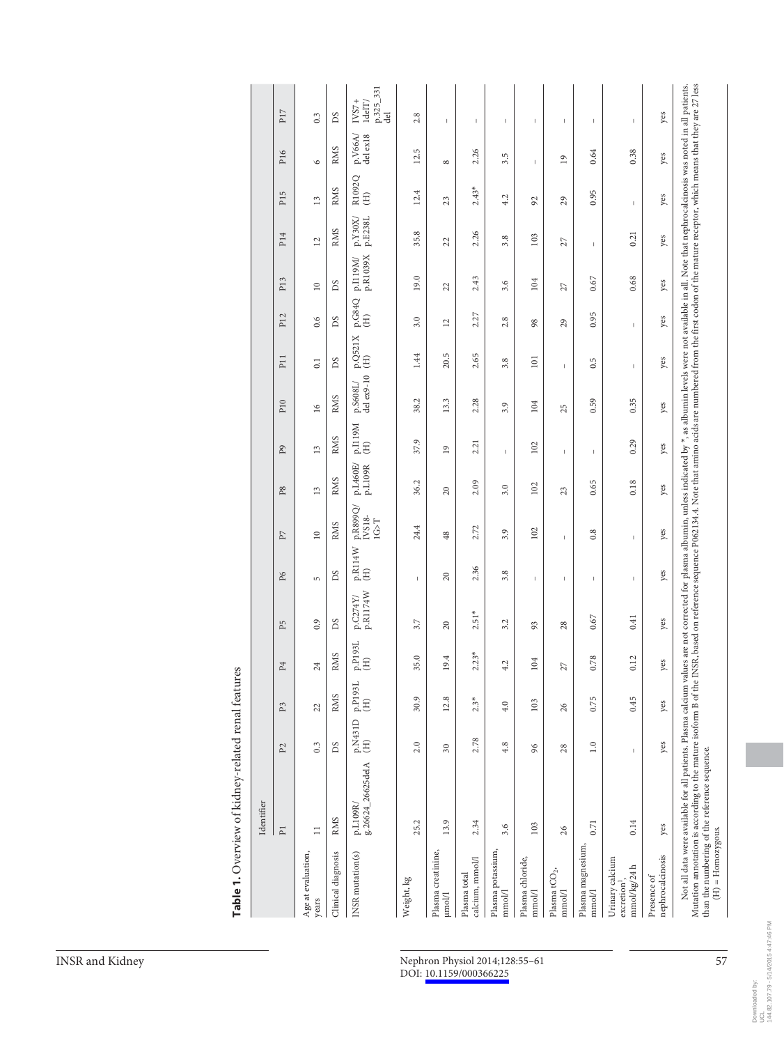**Table 1.** Overview of kidney-related renal features

| | Identifier | | | | | | | | | | | | | | | | |
|---|---|---|---|---|---|---|---|---|---|---|---|---|---|---|---|---|---|
| | P1 | P2 | P3 | P4 | P5 | P6 | P7 | P8 | P9 | P10 | P11 | P12 | P13 | P14 | P15 | P16 | P17 |
| Age at evaluation, years | 11 | 0.3 | 22 | 24 | 0.9 | 5 | 10 | 13 | 13 | 16 | 0.1 | 0.6 | 10 | 12 | 13 | 6 | 0.3 |
| Clinical diagnosis | RMS | DS | RMS | RMS | DS | DS | RMS | RMS | RMS | RMS | DS | DS | DS | RMS | RMS | RMS | DS |
| INSR mutation(s) | p.L109R/ g.26624_26625delA | p.N431D (H) | p.P193L (H) | p.P193L (H) | p.C274Y/ p.R1174W | p.R114W (H) | p.R899Q/ IVS18-1G>T | p.L460E/ p.L109R | p.I119M (H) | p.S608L/ del ex9-10 | p.Q521X (H) | p.G84Q (H) | p.I119M/ p.R1039X | p.Y30X/ p.E238L | R1092Q (H) | p.V66A/ del ex18 | IVS7+1delT/ p.325_331del |
| Weight, kg | 25.2 | 2.0 | 30.9 | 35.0 | 3.7 | – | 24.4 | 36.2 | 37.9 | 38.2 | 1.44 | 3.0 | 19.0 | 35.8 | 12.4 | 12.5 | 2.8 |
| Plasma creatinine, μmol/l | 13.9 | 30 | 12.8 | 19.4 | 20 | 20 | 48 | 20 | 19 | 13.3 | 20.5 | 12 | 22 | 22 | 23 | 8 | – |
| Plasma total calcium, mmol/l | 2.34 | 2.78 | 2.3* | 2.23* | 2.51* | 2.36 | 2.72 | 2.09 | 2.21 | 2.28 | 2.65 | 2.27 | 2.43 | 2.26 | 2.43* | 2.26 | – |
| Plasma potassium, mmol/l | 3.6 | 4.8 | 4.0 | 4.2 | 3.2 | 3.8 | 3.9 | 3.0 | – | 3.9 | 3.8 | 2.8 | 3.6 | 3.8 | 4.2 | 3.5 | – |
| Plasma chloride, mmol/l | 103 | 96 | 103 | 104 | 93 | – | 102 | 102 | 102 | 104 | 101 | 98 | 104 | 103 | 92 | – | – |
| Plasma $tCO_2$, mmol/l | 26 | 28 | 26 | 27 | 28 | – | – | 23 | – | 25 | – | 29 | 27 | 27 | 29 | 19 | – |
| Plasma magnesium, mmol/l | 0.71 | 1.0 | 0.75 | 0.78 | 0.67 | – | 0.8 | 0.65 | – | 0.59 | 0.5 | 0.95 | 0.67 | – | 0.95 | 0.64 | – |
| Urinary calcium excretion[1], mmol/kg/24 h | 0.14 | – | 0.45 | 0.12 | 0.41 | – | – | 0.18 | 0.29 | 0.35 | – | – | 0.68 | 0.21 | – | 0.38 | – |
| Presence of nephrocalcinosis | yes | yes | yes | yes | yes | yes | yes | yes | yes | yes | yes | yes | yes | yes | yes | yes | yes |

Not all data were available for all patients. Plasma calcium values are not corrected for plasma albumin, unless indicated by *, as albumin levels were not available in all. Note that nephrocalcinosis was noted in all patients. Mutation annotation is according to the mature isoform B of the INSR, based on reference sequence P06213.4. Note that amino acids are numbered from the first codon of the mature receptor, which means that they are 27 less than the numbering of the reference sequence.
(H) = Homozygous.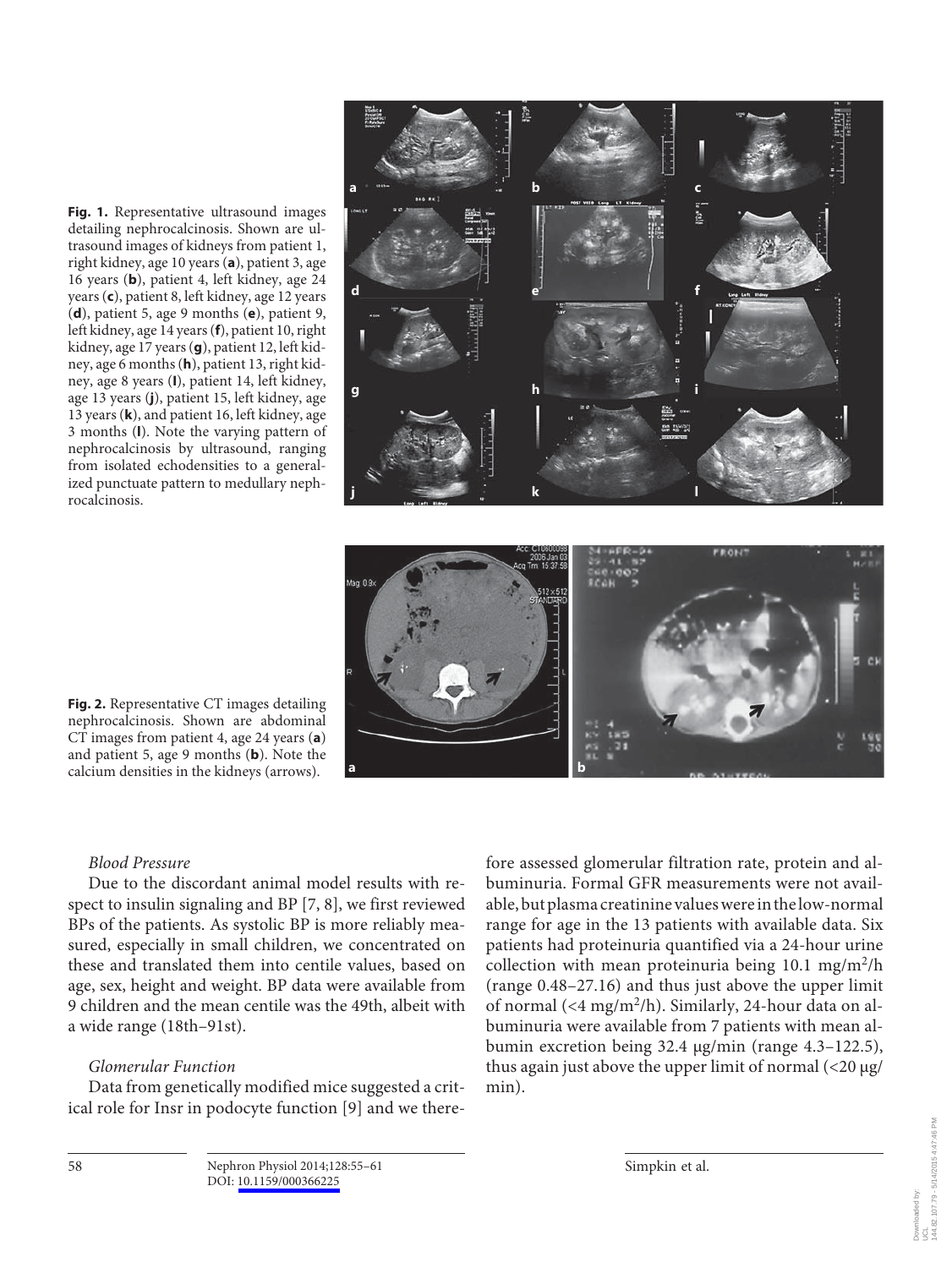**Fig. 1.** Representative ultrasound images detailing nephrocalcinosis. Shown are ultrasound images of kidneys from patient 1, right kidney, age 10 years (**a**), patient 3, age 16 years (**b**), patient 4, left kidney, age 24 years (**c**), patient 8, left kidney, age 12 years (**d**), patient 5, age 9 months (**e**), patient 9, left kidney, age 14 years (**f**), patient 10, right kidney, age 17 years (**g**), patient 12, left kidney, age 6 months (**h**), patient 13, right kidney, age 8 years (**i**), patient 14, left kidney, age 13 years (**j**), patient 15, left kidney, age 13 years (**k**), and patient 16, left kidney, age 3 months (**l**). Note the varying pattern of nephrocalcinosis by ultrasound, ranging from isolated echodensities to a generalized punctuate pattern to medullary nephrocalcinosis.

**Fig. 2.** Representative CT images detailing nephrocalcinosis. Shown are abdominal CT images from patient 4, age 24 years (**a**) and patient 5, age 9 months (**b**). Note the calcium densities in the kidneys (arrows).

*Blood Pressure*

Due to the discordant animal model results with respect to insulin signaling and BP [7, 8], we first reviewed BPs of the patients. As systolic BP is more reliably measured, especially in small children, we concentrated on these and translated them into centile values, based on age, sex, height and weight. BP data were available from 9 children and the mean centile was the 49th, albeit with a wide range (18th–91st).

*Glomerular Function*

Data from genetically modified mice suggested a critical role for Insr in podocyte function [9] and we therefore assessed glomerular filtration rate, protein and albuminuria. Formal GFR measurements were not available, but plasma creatinine values were in the low-normal range for age in the 13 patients with available data. Six patients had proteinuria quantified via a 24-hour urine collection with mean proteinuria being 10.1 $mg/m^2/h$ (range 0.48–27.16) and thus just above the upper limit of normal (<4 $mg/m^2/h$). Similarly, 24-hour data on albuminuria were available from 7 patients with mean albumin excretion being 32.4 μg/min (range 4.3–122.5), thus again just above the upper limit of normal (<20 μg/min).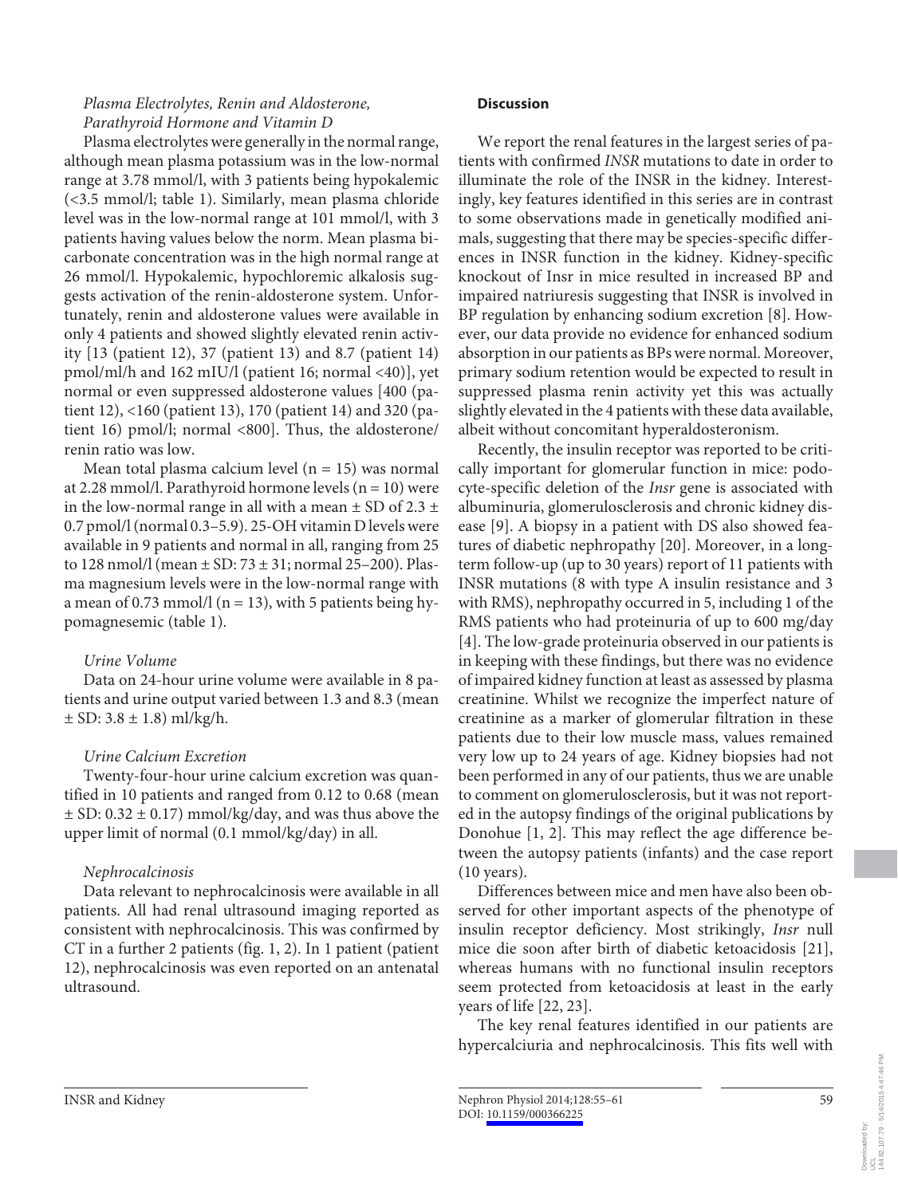*Plasma Electrolytes, Renin and Aldosterone, Parathyroid Hormone and Vitamin D*

Plasma electrolytes were generally in the normal range, although mean plasma potassium was in the low-normal range at 3.78 mmol/l, with 3 patients being hypokalemic (<3.5 mmol/l; table 1). Similarly, mean plasma chloride level was in the low-normal range at 101 mmol/l, with 3 patients having values below the norm. Mean plasma bicarbonate concentration was in the high normal range at 26 mmol/l. Hypokalemic, hypochloremic alkalosis suggests activation of the renin-aldosterone system. Unfortunately, renin and aldosterone values were available in only 4 patients and showed slightly elevated renin activity [13 (patient 12), 37 (patient 13) and 8.7 (patient 14) pmol/ml/h and 162 mIU/l (patient 16; normal <40)], yet normal or even suppressed aldosterone values [400 (patient 12), <160 (patient 13), 170 (patient 14) and 320 (patient 16) pmol/l; normal <800]. Thus, the aldosterone/renin ratio was low.

Mean total plasma calcium level (n = 15) was normal at 2.28 mmol/l. Parathyroid hormone levels (n = 10) were in the low-normal range in all with a mean ± SD of 2.3 ± 0.7 pmol/l (normal 0.3–5.9). 25-OH vitamin D levels were available in 9 patients and normal in all, ranging from 25 to 128 nmol/l (mean ± SD: 73 ± 31; normal 25–200). Plasma magnesium levels were in the low-normal range with a mean of 0.73 mmol/l (n = 13), with 5 patients being hypomagnesemic (table 1).

*Urine Volume*

Data on 24-hour urine volume were available in 8 patients and urine output varied between 1.3 and 8.3 (mean ± SD: 3.8 ± 1.8) ml/kg/h.

*Urine Calcium Excretion*

Twenty-four-hour urine calcium excretion was quantified in 10 patients and ranged from 0.12 to 0.68 (mean ± SD: 0.32 ± 0.17) mmol/kg/day, and was thus above the upper limit of normal (0.1 mmol/kg/day) in all.

*Nephrocalcinosis*

Data relevant to nephrocalcinosis were available in all patients. All had renal ultrasound imaging reported as consistent with nephrocalcinosis. This was confirmed by CT in a further 2 patients (fig. 1, 2). In 1 patient (patient 12), nephrocalcinosis was even reported on an antenatal ultrasound.

## Discussion

We report the renal features in the largest series of patients with confirmed *INSR* mutations to date in order to illuminate the role of the INSR in the kidney. Interestingly, key features identified in this series are in contrast to some observations made in genetically modified animals, suggesting that there may be species-specific differences in INSR function in the kidney. Kidney-specific knockout of Insr in mice resulted in increased BP and impaired natriuresis suggesting that INSR is involved in BP regulation by enhancing sodium excretion [8]. However, our data provide no evidence for enhanced sodium absorption in our patients as BPs were normal. Moreover, primary sodium retention would be expected to result in suppressed plasma renin activity yet this was actually slightly elevated in the 4 patients with these data available, albeit without concomitant hyperaldosteronism.

Recently, the insulin receptor was reported to be critically important for glomerular function in mice: podocyte-specific deletion of the *Insr* gene is associated with albuminuria, glomerulosclerosis and chronic kidney disease [9]. A biopsy in a patient with DS also showed features of diabetic nephropathy [20]. Moreover, in a long-term follow-up (up to 30 years) report of 11 patients with INSR mutations (8 with type A insulin resistance and 3 with RMS), nephropathy occurred in 5, including 1 of the RMS patients who had proteinuria of up to 600 mg/day [4]. The low-grade proteinuria observed in our patients is in keeping with these findings, but there was no evidence of impaired kidney function at least as assessed by plasma creatinine. Whilst we recognize the imperfect nature of creatinine as a marker of glomerular filtration in these patients due to their low muscle mass, values remained very low up to 24 years of age. Kidney biopsies had not been performed in any of our patients, thus we are unable to comment on glomerulosclerosis, but it was not reported in the autopsy findings of the original publications by Donohue [1, 2]. This may reflect the age difference between the autopsy patients (infants) and the case report (10 years).

Differences between mice and men have also been observed for other important aspects of the phenotype of insulin receptor deficiency. Most strikingly, *Insr* null mice die soon after birth of diabetic ketoacidosis [21], whereas humans with no functional insulin receptors seem protected from ketoacidosis at least in the early years of life [22, 23].

The key renal features identified in our patients are hypercalciuria and nephrocalcinosis. This fits well with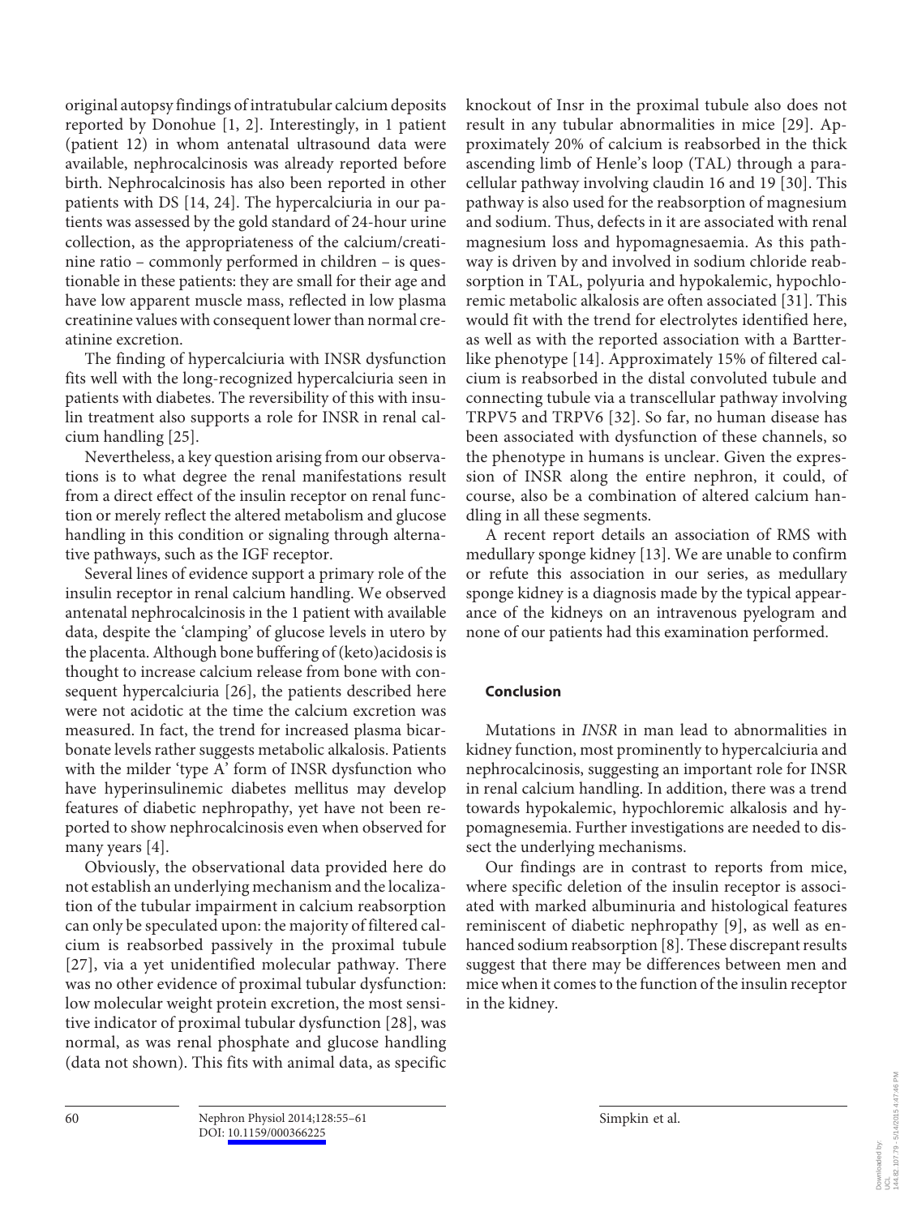original autopsy findings of intratubular calcium deposits reported by Donohue [1, 2]. Interestingly, in 1 patient (patient 12) in whom antenatal ultrasound data were available, nephrocalcinosis was already reported before birth. Nephrocalcinosis has also been reported in other patients with DS [14, 24]. The hypercalciuria in our patients was assessed by the gold standard of 24-hour urine collection, as the appropriateness of the calcium/creatinine ratio – commonly performed in children – is questionable in these patients: they are small for their age and have low apparent muscle mass, reflected in low plasma creatinine values with consequent lower than normal creatinine excretion.

The finding of hypercalciuria with INSR dysfunction fits well with the long-recognized hypercalciuria seen in patients with diabetes. The reversibility of this with insulin treatment also supports a role for INSR in renal calcium handling [25].

Nevertheless, a key question arising from our observations is to what degree the renal manifestations result from a direct effect of the insulin receptor on renal function or merely reflect the altered metabolism and glucose handling in this condition or signaling through alternative pathways, such as the IGF receptor.

Several lines of evidence support a primary role of the insulin receptor in renal calcium handling. We observed antenatal nephrocalcinosis in the 1 patient with available data, despite the 'clamping' of glucose levels in utero by the placenta. Although bone buffering of (keto)acidosis is thought to increase calcium release from bone with consequent hypercalciuria [26], the patients described here were not acidotic at the time the calcium excretion was measured. In fact, the trend for increased plasma bicarbonate levels rather suggests metabolic alkalosis. Patients with the milder 'type A' form of INSR dysfunction who have hyperinsulinemic diabetes mellitus may develop features of diabetic nephropathy, yet have not been reported to show nephrocalcinosis even when observed for many years [4].

Obviously, the observational data provided here do not establish an underlying mechanism and the localization of the tubular impairment in calcium reabsorption can only be speculated upon: the majority of filtered calcium is reabsorbed passively in the proximal tubule [27], via a yet unidentified molecular pathway. There was no other evidence of proximal tubular dysfunction: low molecular weight protein excretion, the most sensitive indicator of proximal tubular dysfunction [28], was normal, as was renal phosphate and glucose handling (data not shown). This fits with animal data, as specific knockout of Insr in the proximal tubule also does not result in any tubular abnormalities in mice [29]. Approximately 20% of calcium is reabsorbed in the thick ascending limb of Henle's loop (TAL) through a paracellular pathway involving claudin 16 and 19 [30]. This pathway is also used for the reabsorption of magnesium and sodium. Thus, defects in it are associated with renal magnesium loss and hypomagnesaemia. As this pathway is driven by and involved in sodium chloride reabsorption in TAL, polyuria and hypokalemic, hypochloremic metabolic alkalosis are often associated [31]. This would fit with the trend for electrolytes identified here, as well as with the reported association with a Bartter-like phenotype [14]. Approximately 15% of filtered calcium is reabsorbed in the distal convoluted tubule and connecting tubule via a transcellular pathway involving TRPV5 and TRPV6 [32]. So far, no human disease has been associated with dysfunction of these channels, so the phenotype in humans is unclear. Given the expression of INSR along the entire nephron, it could, of course, also be a combination of altered calcium handling in all these segments.

A recent report details an association of RMS with medullary sponge kidney [13]. We are unable to confirm or refute this association in our series, as medullary sponge kidney is a diagnosis made by the typical appearance of the kidneys on an intravenous pyelogram and none of our patients had this examination performed.

## Conclusion

Mutations in *INSR* in man lead to abnormalities in kidney function, most prominently to hypercalciuria and nephrocalcinosis, suggesting an important role for INSR in renal calcium handling. In addition, there was a trend towards hypokalemic, hypochloremic alkalosis and hypomagnesemia. Further investigations are needed to dissect the underlying mechanisms.

Our findings are in contrast to reports from mice, where specific deletion of the insulin receptor is associated with marked albuminuria and histological features reminiscent of diabetic nephropathy [9], as well as enhanced sodium reabsorption [8]. These discrepant results suggest that there may be differences between men and mice when it comes to the function of the insulin receptor in the kidney.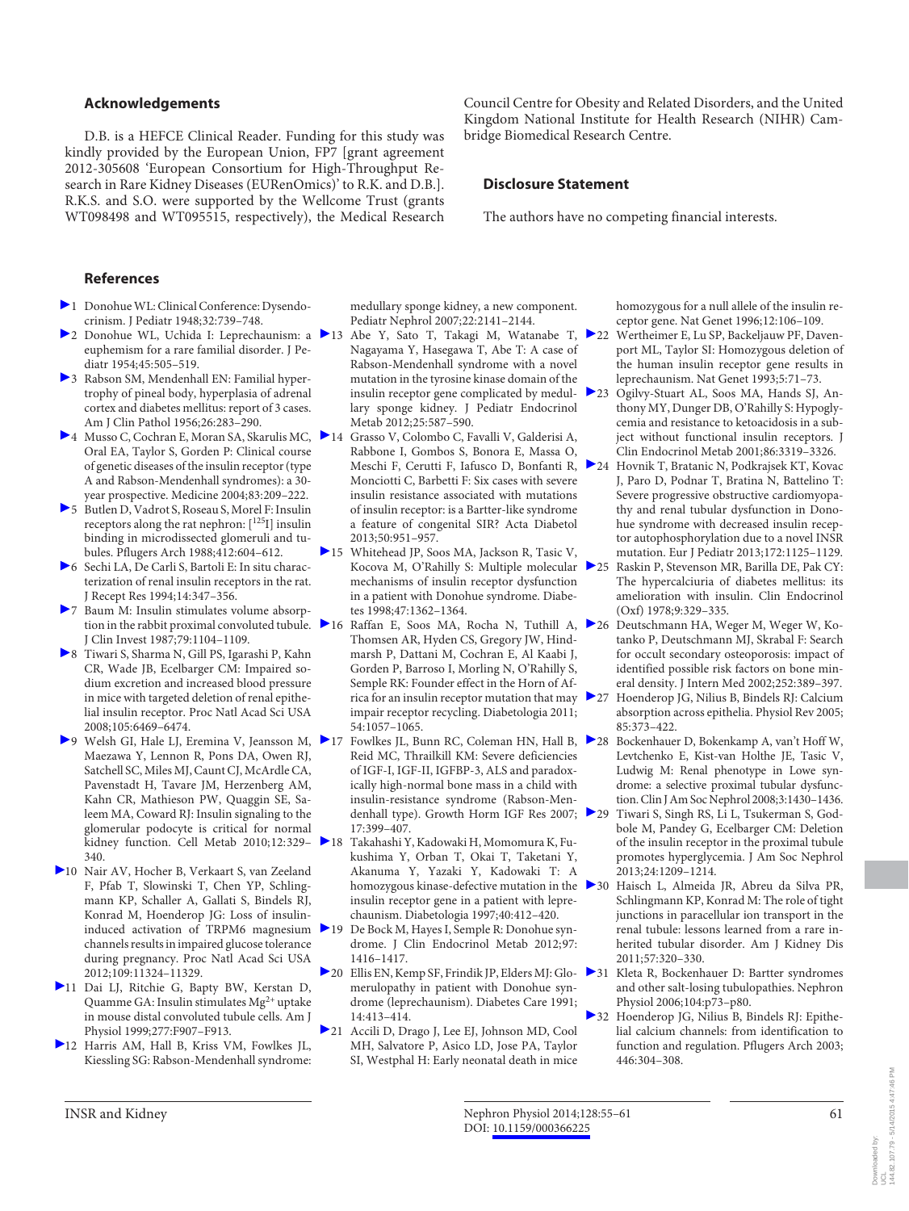## Acknowledgements

D.B. is a HEFCE Clinical Reader. Funding for this study was kindly provided by the European Union, FP7 [grant agreement 2012-305608 'European Consortium for High-Throughput Research in Rare Kidney Diseases (EURenOmics)' to R.K. and D.B.]. R.K.S. and S.O. were supported by the Wellcome Trust (grants WT098498 and WT095515, respectively), the Medical Research Council Centre for Obesity and Related Disorders, and the United Kingdom National Institute for Health Research (NIHR) Cambridge Biomedical Research Centre.

## Disclosure Statement

The authors have no competing financial interests.

## References

1. Donohue WL: Clinical Conference: Dysendocrinism. J Pediatr 1948;32:739–748.
2. Donohue WL, Uchida I: Leprechaunism: a euphemism for a rare familial disorder. J Pediatr 1954;45:505–519.
3. Rabson SM, Mendenhall EN: Familial hypertrophy of pineal body, hyperplasia of adrenal cortex and diabetes mellitus: report of 3 cases. Am J Clin Pathol 1956;26:283–290.
4. Musso C, Cochran E, Moran SA, Skarulis MC, Oral EA, Taylor S, Gorden P: Clinical course of genetic diseases of the insulin receptor (type A and Rabson-Mendenhall syndromes): a 30-year prospective. Medicine 2004;83:209–222.
5. Butlen D, Vadrot S, Roseau S, Morel F: Insulin receptors along the rat nephron: [$^{125}$I] insulin binding in microdissected glomeruli and tubules. Pflugers Arch 1988;412:604–612.
6. Sechi LA, De Carli S, Bartoli E: In situ characterization of renal insulin receptors in the rat. J Recept Res 1994;14:347–356.
7. Baum M: Insulin stimulates volume absorption in the rabbit proximal convoluted tubule. J Clin Invest 1987;79:1104–1109.
8. Tiwari S, Sharma N, Gill PS, Igarashi P, Kahn CR, Wade JB, Ecelbarger CM: Impaired sodium excretion and increased blood pressure in mice with targeted deletion of renal epithelial insulin receptor. Proc Natl Acad Sci USA 2008;105:6469–6474.
9. Welsh GI, Hale LJ, Eremina V, Jeansson M, Maezawa Y, Lennon R, Pons DA, Owen RJ, Satchell SC, Miles MJ, Caunt CJ, McArdle CA, Pavenstadt H, Tavare JM, Herzenberg AM, Kahn CR, Mathieson PW, Quaggin SE, Saleem MA, Coward RJ: Insulin signaling to the glomerular podocyte is critical for normal kidney function. Cell Metab 2010;12:329–340.
10. Nair AV, Hocher B, Verkaart S, van Zeeland F, Pfab T, Slowinski T, Chen YP, Schlingmann KP, Schaller A, Gallati S, Bindels RJ, Konrad M, Hoenderop JG: Loss of insulin-induced activation of TRPM6 magnesium channels results in impaired glucose tolerance during pregnancy. Proc Natl Acad Sci USA 2012;109:11324–11329.
11. Dai LJ, Ritchie G, Bapty BW, Kerstan D, Quamme GA: Insulin stimulates $Mg^{2+}$ uptake in mouse distal convoluted tubule cells. Am J Physiol 1999;277:F907–F913.
12. Harris AM, Hall B, Kriss VM, Fowlkes JL, Kiessling SG: Rabson-Mendenhall syndrome: medullary sponge kidney, a new component. Pediatr Nephrol 2007;22:2141–2144.
13. Abe Y, Sato T, Takagi M, Watanabe T, Nagayama Y, Hasegawa T, Abe T: A case of Rabson-Mendenhall syndrome with a novel mutation in the tyrosine kinase domain of the insulin receptor gene complicated by medullary sponge kidney. J Pediatr Endocrinol Metab 2012;25:587–590.
14. Grasso V, Colombo C, Favalli V, Galderisi A, Rabbone I, Gombos S, Bonora E, Massa O, Meschi F, Cerutti F, Iafusco D, Bonfanti R, Monciotti C, Barbetti F: Six cases with severe insulin resistance associated with mutations of insulin receptor: is a Bartter-like syndrome a feature of congenital SIR? Acta Diabetol 2013;50:951–957.
15. Whitehead JP, Soos MA, Jackson R, Tasic V, Kocova M, O'Rahilly S: Multiple molecular mechanisms of insulin receptor dysfunction in a patient with Donohue syndrome. Diabetes 1998;47:1362–1364.
16. Raffan E, Soos MA, Rocha N, Tuthill A, Thomsen AR, Hyden CS, Gregory JW, Hindmarsh P, Dattani M, Cochran E, Al Kaabi J, Gorden P, Barroso I, Morling N, O'Rahilly S, Semple RK: Founder effect in the Horn of Africa for an insulin receptor mutation that may impair receptor recycling. Diabetologia 2011;54:1057–1065.
17. Fowlkes JL, Bunn RC, Coleman HN, Hall B, Reid MC, Thrailkill KM: Severe deficiencies of IGF-I, IGF-II, IGFBP-3, ALS and paradoxically high-normal bone mass in a child with insulin-resistance syndrome (Rabson-Mendenhall type). Growth Horm IGF Res 2007;17:399–407.
18. Takahashi Y, Kadowaki H, Momomura K, Fukushima Y, Orban T, Okai T, Taketani Y, Akanuma Y, Yazaki Y, Kadowaki T: A homozygous kinase-defective mutation in the insulin receptor gene in a patient with leprechaunism. Diabetologia 1997;40:412–420.
19. De Bock M, Hayes I, Semple R: Donohue syndrome. J Clin Endocrinol Metab 2012;97:1416–1417.
20. Ellis EN, Kemp SF, Frindik JP, Elders MJ: Glomerulopathy in patient with Donohue syndrome (leprechaunism). Diabetes Care 1991;14:413–414.
21. Accili D, Drago J, Lee EJ, Johnson MD, Cool MH, Salvatore P, Asico LD, Jose PA, Taylor SI, Westphal H: Early neonatal death in mice homozygous for a null allele of the insulin receptor gene. Nat Genet 1996;12:106–109.
22. Wertheimer E, Lu SP, Backeljauw PF, Davenport ML, Taylor SI: Homozygous deletion of the human insulin receptor gene results in leprechaunism. Nat Genet 1993;5:71–73.
23. Ogilvy-Stuart AL, Soos MA, Hands SJ, Anthony MY, Dunger DB, O'Rahilly S: Hypoglycemia and resistance to ketoacidosis in a subject without functional insulin receptors. J Clin Endocrinol Metab 2001;86:3319–3326.
24. Hovnik T, Bratanic N, Podkrajsek KT, Kovac J, Paro D, Podnar T, Bratina N, Battelino T: Severe progressive obstructive cardiomyopathy and renal tubular dysfunction in Donohue syndrome with decreased insulin receptor autophosphorylation due to a novel INSR mutation. Eur J Pediatr 2013;172:1125–1129.
25. Raskin P, Stevenson MR, Barilla DE, Pak CY: The hypercalciuria of diabetes mellitus: its amelioration with insulin. Clin Endocrinol (Oxf) 1978;9:329–335.
26. Deutschmann HA, Weger M, Weger W, Kotanko P, Deutschmann MJ, Skrabal F: Search for occult secondary osteoporosis: impact of identified possible risk factors on bone mineral density. J Intern Med 2002;252:389–397.
27. Hoenderop JG, Nilius B, Bindels RJ: Calcium absorption across epithelia. Physiol Rev 2005;85:373–422.
28. Bockenhauer D, Bokenkamp A, van't Hoff W, Levtchenko E, Kist-van Holthe JE, Tasic V, Ludwig M: Renal phenotype in Lowe syndrome: a selective proximal tubular dysfunction. Clin J Am Soc Nephrol 2008;3:1430–1436.
29. Tiwari S, Singh RS, Li L, Tsukerman S, Godbole M, Pandey G, Ecelbarger CM: Deletion of the insulin receptor in the proximal tubule promotes hyperglycemia. J Am Soc Nephrol 2013;24:1209–1214.
30. Haisch L, Almeida JR, Abreu da Silva PR, Schlingmann KP, Konrad M: The role of tight junctions in paracellular ion transport in the renal tubule: lessons learned from a rare inherited tubular disorder. Am J Kidney Dis 2011;57:320–330.
31. Kleta R, Bockenhauer D: Bartter syndromes and other salt-losing tubulopathies. Nephron Physiol 2006;104:p73–p80.
32. Hoenderop JG, Nilius B, Bindels RJ: Epithelial calcium channels: from identification to function and regulation. Pflugers Arch 2003;446:304–308.